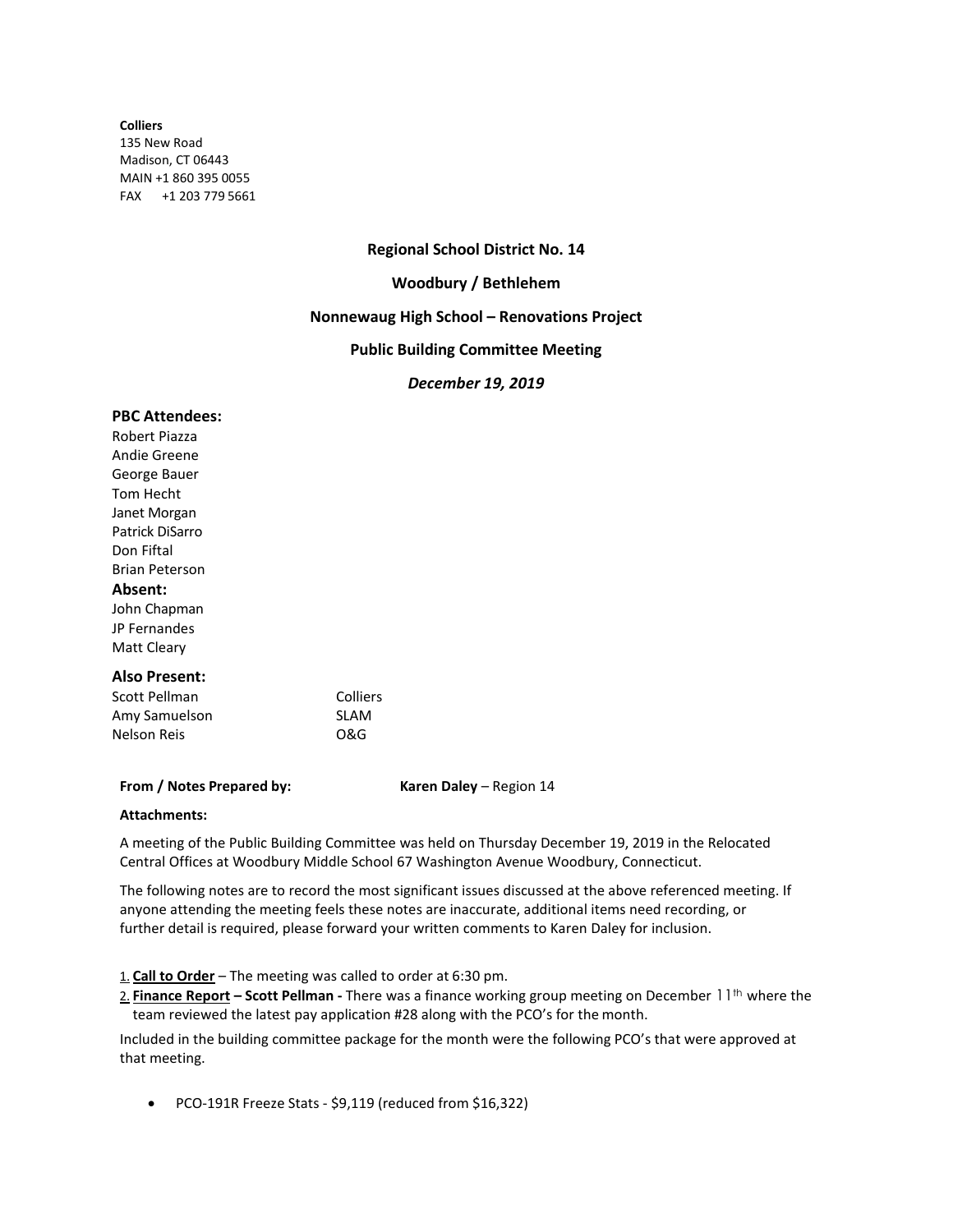**Colliers**
135 New Road
Madison, CT 06443
MAIN +1 860 395 0055
FAX +1 203 779 5661

## Regional School District No. 14

## Woodbury / Bethlehem

## Nonnewaug High School – Renovations Project

## Public Building Committee Meeting

### *December 19, 2019*

### PBC Attendees:

Robert Piazza
Andie Greene
George Bauer
Tom Hecht
Janet Morgan
Patrick DiSarro
Don Fiftal
Brian Peterson

### Absent:

John Chapman
JP Fernandes
Matt Cleary

### Also Present:

| | |
|---|---|
| Scott Pellman | Colliers |
| Amy Samuelson | SLAM |
| Nelson Reis | O&G |

**From / Notes Prepared by:** **Karen Daley** – Region 14

**Attachments:**

A meeting of the Public Building Committee was held on Thursday December 19, 2019 in the Relocated Central Offices at Woodbury Middle School 67 Washington Avenue Woodbury, Connecticut.

The following notes are to record the most significant issues discussed at the above referenced meeting. If anyone attending the meeting feels these notes are inaccurate, additional items need recording, or further detail is required, please forward your written comments to Karen Daley for inclusion.

1. **Call to Order** – The meeting was called to order at 6:30 pm.
2. **Finance Report – Scott Pellman -** There was a finance working group meeting on December 11th where the team reviewed the latest pay application #28 along with the PCO's for the month.

Included in the building committee package for the month were the following PCO's that were approved at that meeting.

- PCO-191R Freeze Stats - $9,119 (reduced from $16,322)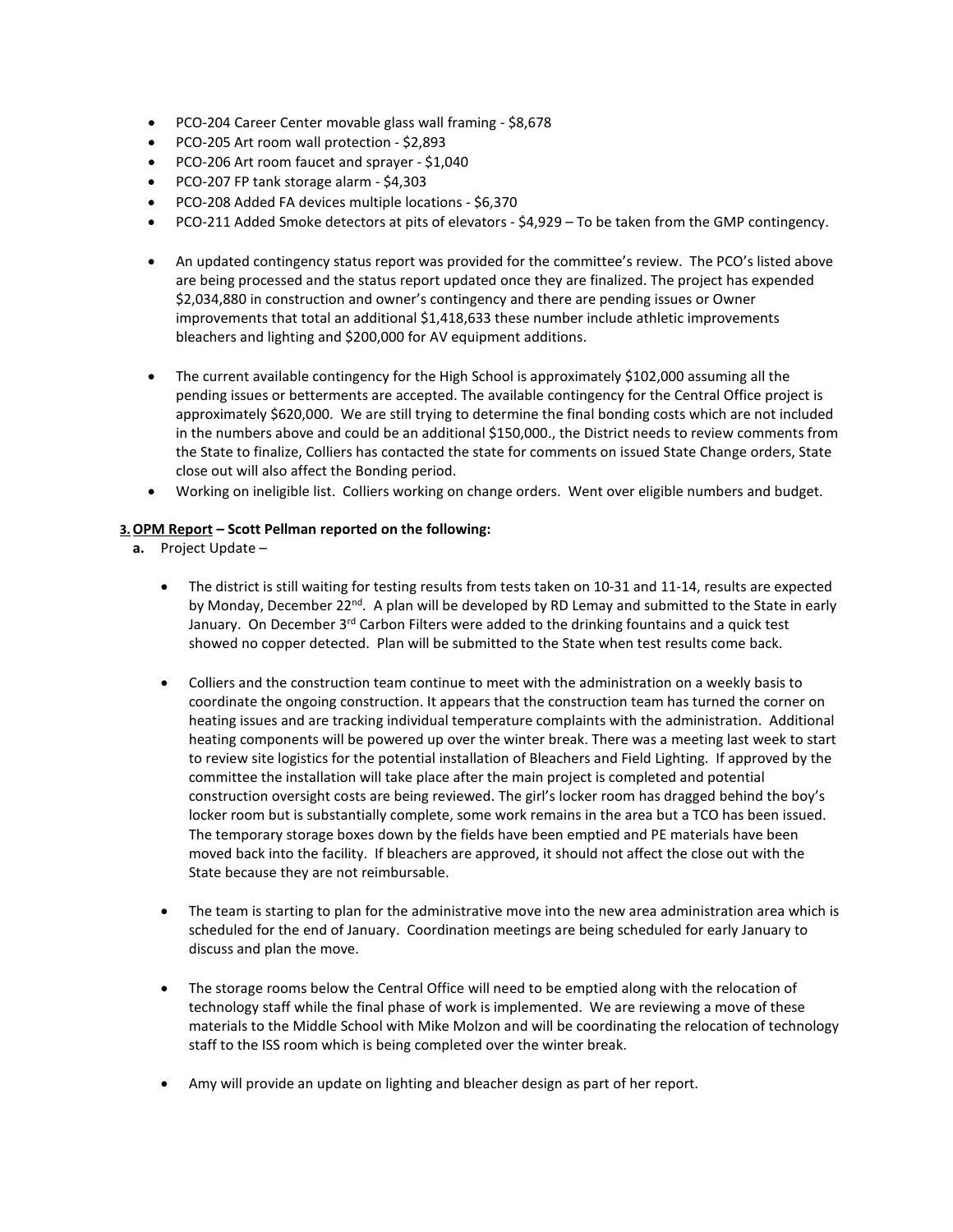- PCO-204 Career Center movable glass wall framing - $8,678
- PCO-205 Art room wall protection - $2,893
- PCO-206 Art room faucet and sprayer - $1,040
- PCO-207 FP tank storage alarm - $4,303
- PCO-208 Added FA devices multiple locations - $6,370
- PCO-211 Added Smoke detectors at pits of elevators - $4,929 – To be taken from the GMP contingency.

- An updated contingency status report was provided for the committee's review. The PCO's listed above are being processed and the status report updated once they are finalized. The project has expended $2,034,880 in construction and owner's contingency and there are pending issues or Owner improvements that total an additional $1,418,633 these number include athletic improvements bleachers and lighting and $200,000 for AV equipment additions.

- The current available contingency for the High School is approximately $102,000 assuming all the pending issues or betterments are accepted. The available contingency for the Central Office project is approximately $620,000. We are still trying to determine the final bonding costs which are not included in the numbers above and could be an additional $150,000., the District needs to review comments from the State to finalize, Colliers has contacted the state for comments on issued State Change orders, State close out will also affect the Bonding period.
- Working on ineligible list. Colliers working on change orders. Went over eligible numbers and budget.

**3. OPM Report – Scott Pellman reported on the following:**

**a.** Project Update –

- The district is still waiting for testing results from tests taken on 10-31 and 11-14, results are expected by Monday, December 22nd. A plan will be developed by RD Lemay and submitted to the State in early January. On December 3rd Carbon Filters were added to the drinking fountains and a quick test showed no copper detected. Plan will be submitted to the State when test results come back.

- Colliers and the construction team continue to meet with the administration on a weekly basis to coordinate the ongoing construction. It appears that the construction team has turned the corner on heating issues and are tracking individual temperature complaints with the administration. Additional heating components will be powered up over the winter break. There was a meeting last week to start to review site logistics for the potential installation of Bleachers and Field Lighting. If approved by the committee the installation will take place after the main project is completed and potential construction oversight costs are being reviewed. The girl's locker room has dragged behind the boy's locker room but is substantially complete, some work remains in the area but a TCO has been issued. The temporary storage boxes down by the fields have been emptied and PE materials have been moved back into the facility. If bleachers are approved, it should not affect the close out with the State because they are not reimbursable.

- The team is starting to plan for the administrative move into the new area administration area which is scheduled for the end of January. Coordination meetings are being scheduled for early January to discuss and plan the move.

- The storage rooms below the Central Office will need to be emptied along with the relocation of technology staff while the final phase of work is implemented. We are reviewing a move of these materials to the Middle School with Mike Molzon and will be coordinating the relocation of technology staff to the ISS room which is being completed over the winter break.

- Amy will provide an update on lighting and bleacher design as part of her report.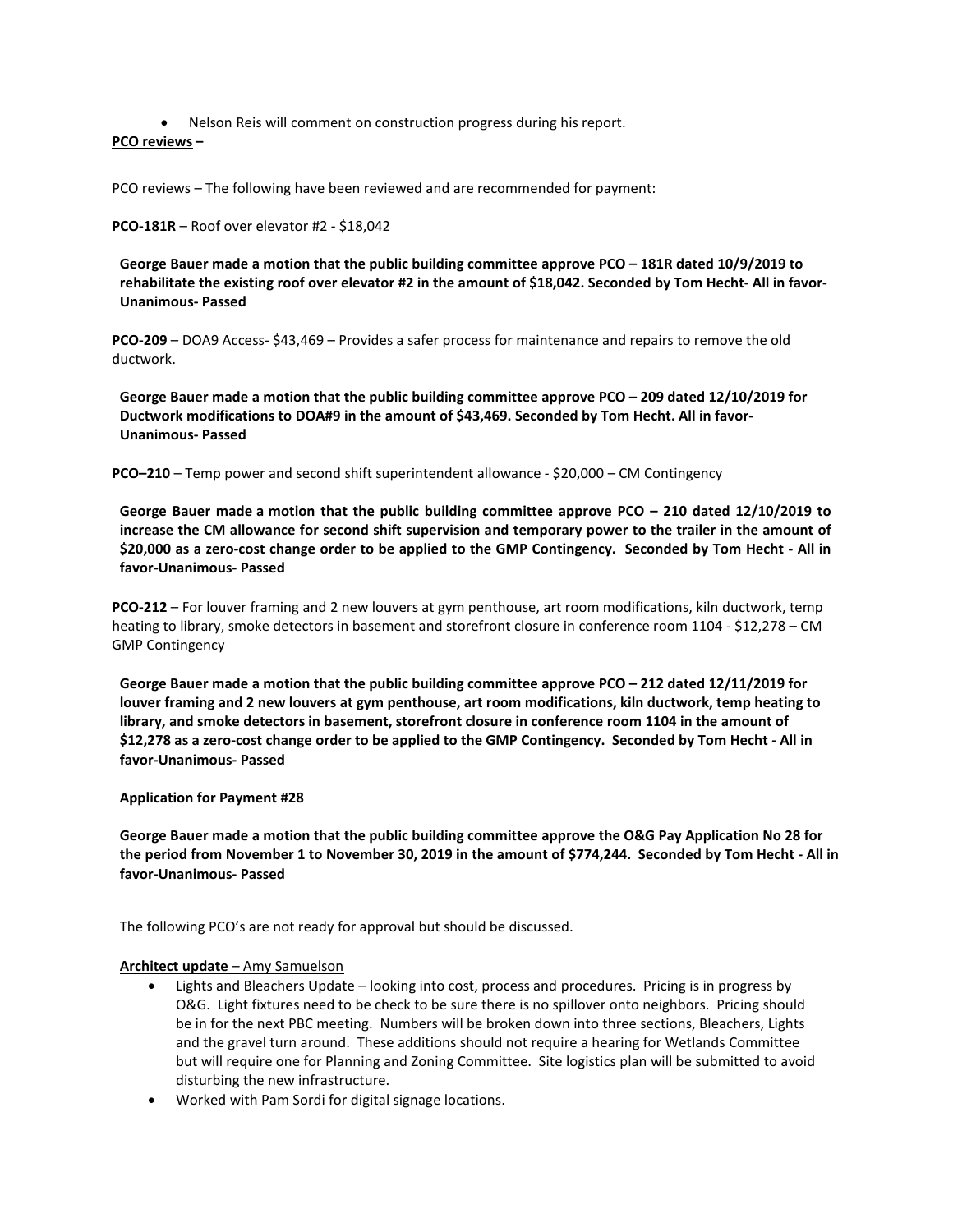- Nelson Reis will comment on construction progress during his report.

**PCO reviews –**

PCO reviews – The following have been reviewed and are recommended for payment:

**PCO-181R** – Roof over elevator #2 - $18,042

**George Bauer made a motion that the public building committee approve PCO – 181R dated 10/9/2019 to rehabilitate the existing roof over elevator #2 in the amount of $18,042. Seconded by Tom Hecht- All in favor- Unanimous- Passed**

**PCO-209** – DOA9 Access- $43,469 – Provides a safer process for maintenance and repairs to remove the old ductwork.

**George Bauer made a motion that the public building committee approve PCO – 209 dated 12/10/2019 for Ductwork modifications to DOA#9 in the amount of $43,469. Seconded by Tom Hecht. All in favor- Unanimous- Passed**

**PCO–210** – Temp power and second shift superintendent allowance - $20,000 – CM Contingency

**George Bauer made a motion that the public building committee approve PCO – 210 dated 12/10/2019 to increase the CM allowance for second shift supervision and temporary power to the trailer in the amount of $20,000 as a zero-cost change order to be applied to the GMP Contingency. Seconded by Tom Hecht - All in favor-Unanimous- Passed**

**PCO-212** – For louver framing and 2 new louvers at gym penthouse, art room modifications, kiln ductwork, temp heating to library, smoke detectors in basement and storefront closure in conference room 1104 - $12,278 – CM GMP Contingency

**George Bauer made a motion that the public building committee approve PCO – 212 dated 12/11/2019 for louver framing and 2 new louvers at gym penthouse, art room modifications, kiln ductwork, temp heating to library, and smoke detectors in basement, storefront closure in conference room 1104 in the amount of $12,278 as a zero-cost change order to be applied to the GMP Contingency. Seconded by Tom Hecht - All in favor-Unanimous- Passed**

**Application for Payment #28**

**George Bauer made a motion that the public building committee approve the O&G Pay Application No 28 for the period from November 1 to November 30, 2019 in the amount of $774,244. Seconded by Tom Hecht - All in favor-Unanimous- Passed**

The following PCO's are not ready for approval but should be discussed.

**Architect update** – Amy Samuelson

- Lights and Bleachers Update – looking into cost, process and procedures. Pricing is in progress by O&G. Light fixtures need to be check to be sure there is no spillover onto neighbors. Pricing should be in for the next PBC meeting. Numbers will be broken down into three sections, Bleachers, Lights and the gravel turn around. These additions should not require a hearing for Wetlands Committee but will require one for Planning and Zoning Committee. Site logistics plan will be submitted to avoid disturbing the new infrastructure.
- Worked with Pam Sordi for digital signage locations.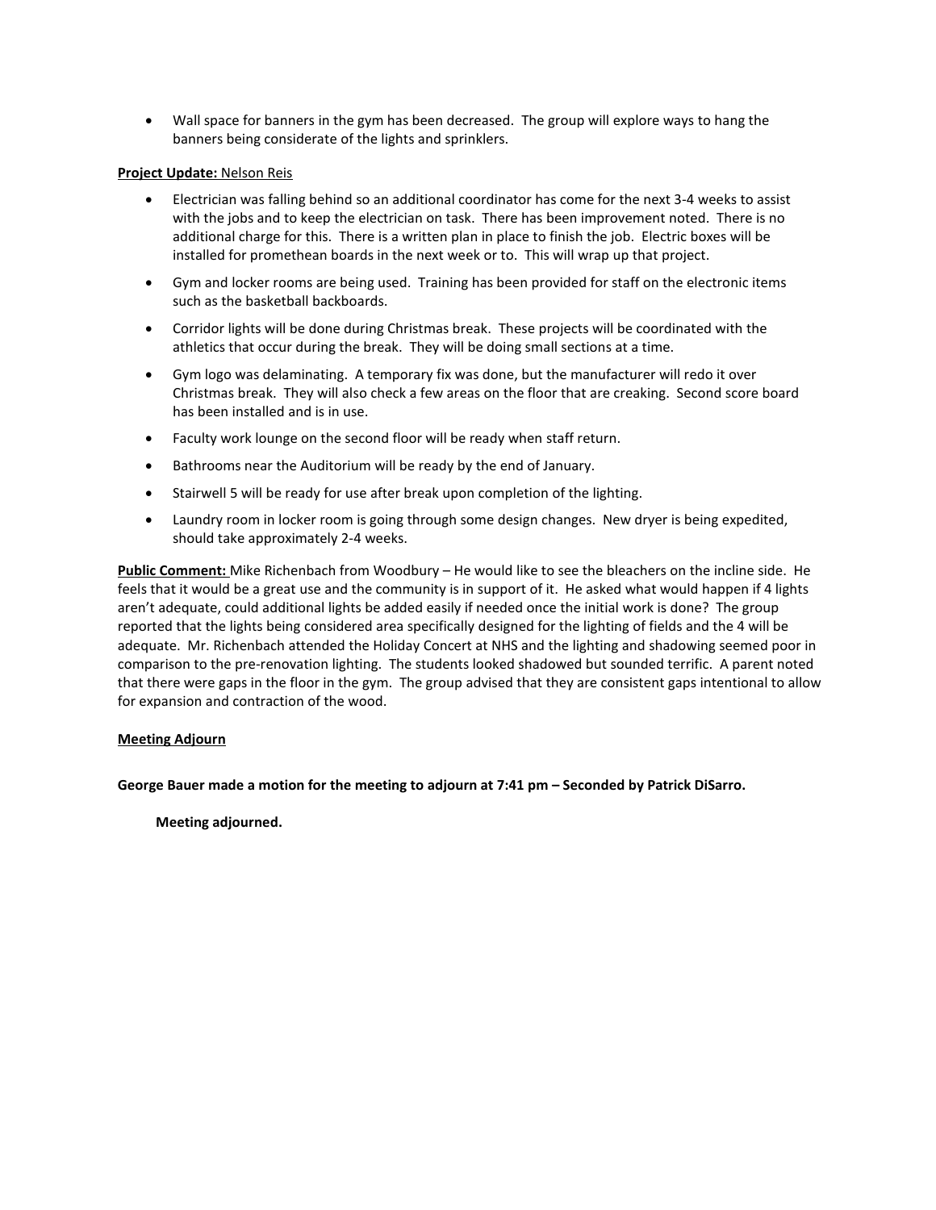- Wall space for banners in the gym has been decreased. The group will explore ways to hang the banners being considerate of the lights and sprinklers.

**<u>Project Update:</u>** <u>Nelson Reis</u>

- Electrician was falling behind so an additional coordinator has come for the next 3-4 weeks to assist with the jobs and to keep the electrician on task. There has been improvement noted. There is no additional charge for this. There is a written plan in place to finish the job. Electric boxes will be installed for promethean boards in the next week or to. This will wrap up that project.
- Gym and locker rooms are being used. Training has been provided for staff on the electronic items such as the basketball backboards.
- Corridor lights will be done during Christmas break. These projects will be coordinated with the athletics that occur during the break. They will be doing small sections at a time.
- Gym logo was delaminating. A temporary fix was done, but the manufacturer will redo it over Christmas break. They will also check a few areas on the floor that are creaking. Second score board has been installed and is in use.
- Faculty work lounge on the second floor will be ready when staff return.
- Bathrooms near the Auditorium will be ready by the end of January.
- Stairwell 5 will be ready for use after break upon completion of the lighting.
- Laundry room in locker room is going through some design changes. New dryer is being expedited, should take approximately 2-4 weeks.

**<u>Public Comment:</u>** Mike Richenbach from Woodbury – He would like to see the bleachers on the incline side. He feels that it would be a great use and the community is in support of it. He asked what would happen if 4 lights aren't adequate, could additional lights be added easily if needed once the initial work is done? The group reported that the lights being considered area specifically designed for the lighting of fields and the 4 will be adequate. Mr. Richenbach attended the Holiday Concert at NHS and the lighting and shadowing seemed poor in comparison to the pre-renovation lighting. The students looked shadowed but sounded terrific. A parent noted that there were gaps in the floor in the gym. The group advised that they are consistent gaps intentional to allow for expansion and contraction of the wood.

**<u>Meeting Adjourn</u>**

**George Bauer made a motion for the meeting to adjourn at 7:41 pm – Seconded by Patrick DiSarro.**

**Meeting adjourned.**